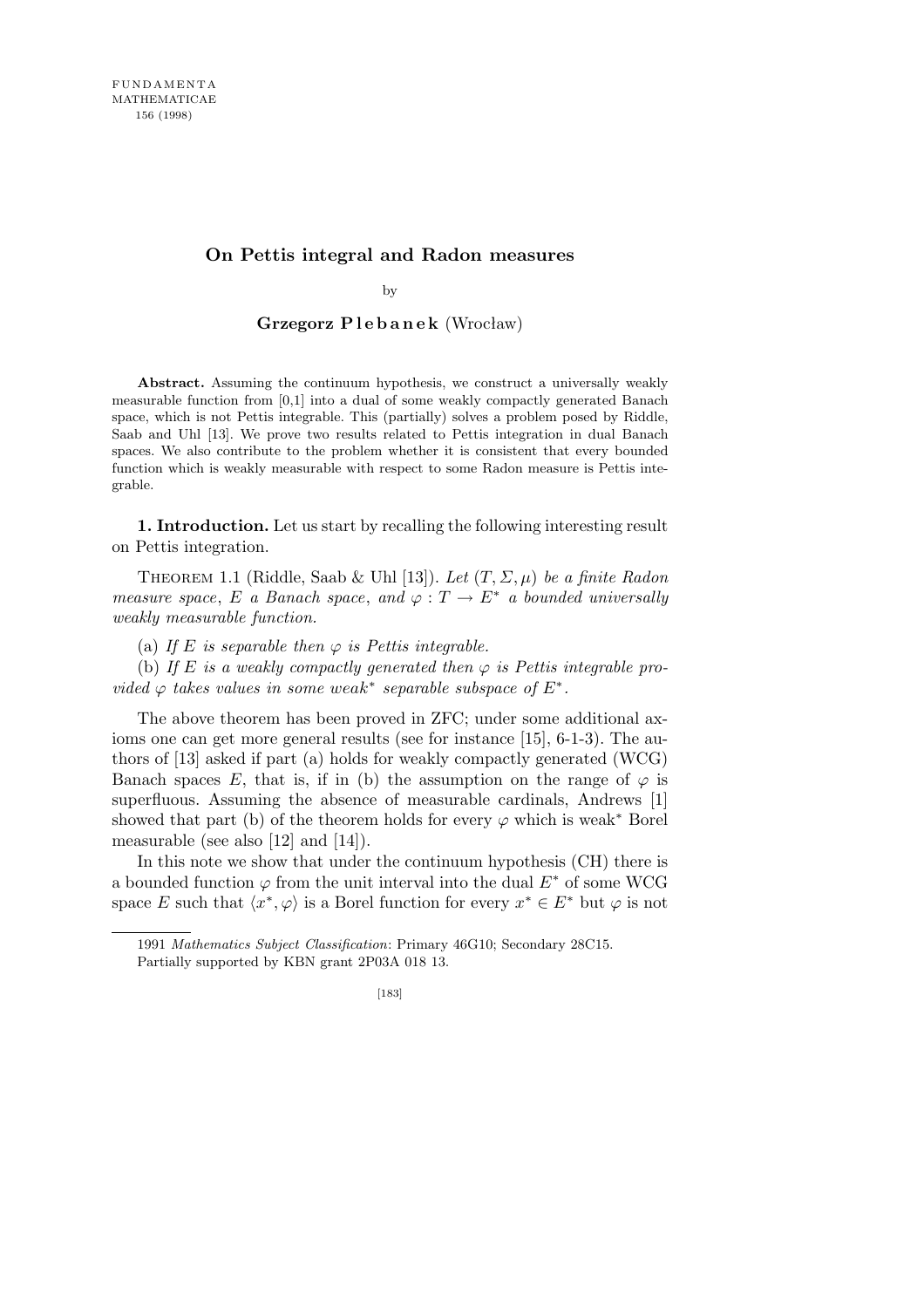FUNDAMENTA
MATHEMATICAE
156 (1998)

# On Pettis integral and Radon measures

by

**Grzegorz Plebanek** (Wrocław)

**Abstract.** Assuming the continuum hypothesis, we construct a universally weakly measurable function from [0,1] into a dual of some weakly compactly generated Banach space, which is not Pettis integrable. This (partially) solves a problem posed by Riddle, Saab and Uhl [13]. We prove two results related to Pettis integration in dual Banach spaces. We also contribute to the problem whether it is consistent that every bounded function which is weakly measurable with respect to some Radon measure is Pettis integrable.

**1. Introduction.** Let us start by recalling the following interesting result on Pettis integration.

Theorem 1.1 (Riddle, Saab & Uhl [13]). *Let $(T, \Sigma, \mu)$ be a finite Radon measure space, $E$ a Banach space, and $\varphi : T \to E^*$ a bounded universally weakly measurable function.*

(a) *If $E$ is separable then $\varphi$ is Pettis integrable.*

(b) *If $E$ is a weakly compactly generated then $\varphi$ is Pettis integrable provided $\varphi$ takes values in some weak$^*$ separable subspace of $E^*$.*

The above theorem has been proved in ZFC; under some additional axioms one can get more general results (see for instance [15], 6-1-3). The authors of [13] asked if part (a) holds for weakly compactly generated (WCG) Banach spaces $E$, that is, if in (b) the assumption on the range of $\varphi$ is superfluous. Assuming the absence of measurable cardinals, Andrews [1] showed that part (b) of the theorem holds for every $\varphi$ which is weak$^*$ Borel measurable (see also [12] and [14]).

In this note we show that under the continuum hypothesis (CH) there is a bounded function $\varphi$ from the unit interval into the dual $E^*$ of some WCG space $E$ such that $\langle x^*, \varphi\rangle$ is a Borel function for every $x^* \in E^*$ but $\varphi$ is not

---

1991 *Mathematics Subject Classification*: Primary 46G10; Secondary 28C15.

Partially supported by KBN grant 2P03A 018 13.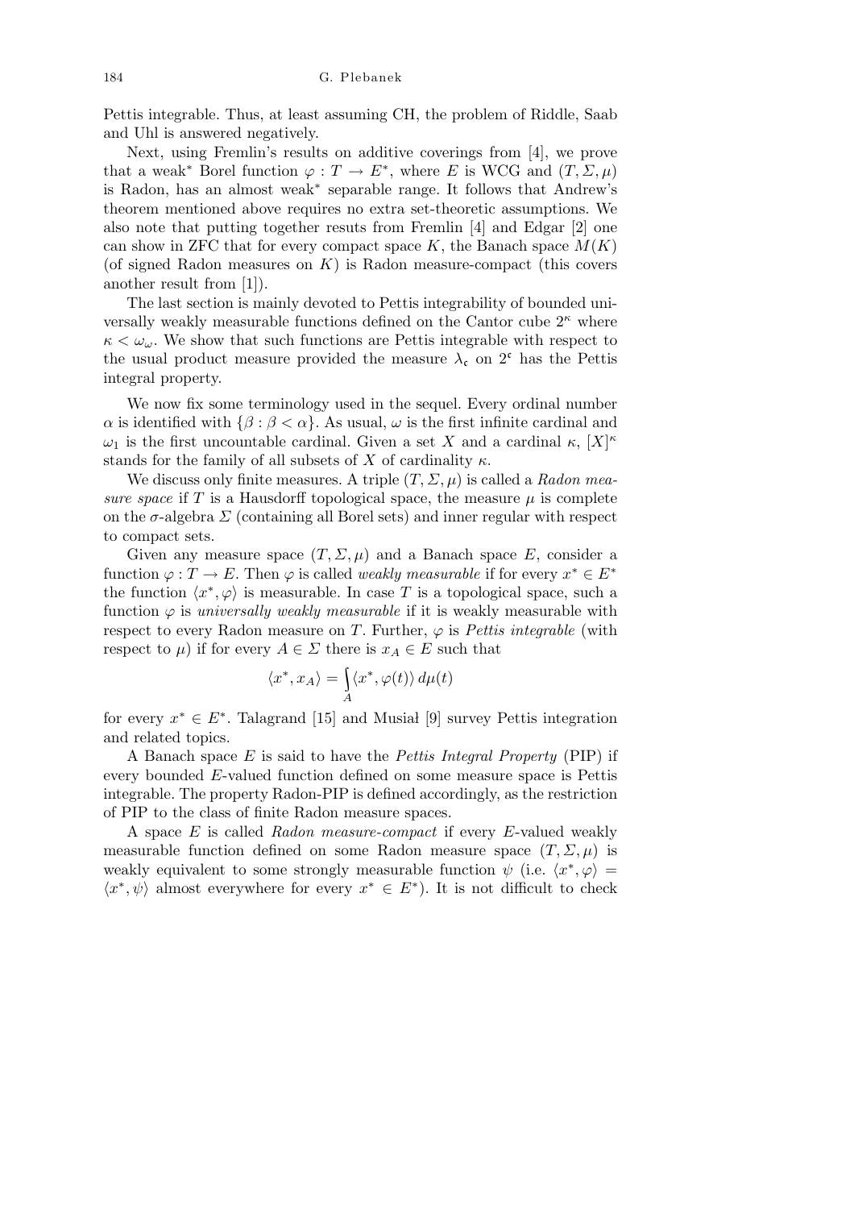Pettis integrable. Thus, at least assuming CH, the problem of Riddle, Saab and Uhl is answered negatively.

Next, using Fremlin's results on additive coverings from [4], we prove that a weak$^*$ Borel function $\varphi : T \to E^*$, where $E$ is WCG and $(T, \Sigma, \mu)$ is Radon, has an almost weak$^*$ separable range. It follows that Andrew's theorem mentioned above requires no extra set-theoretic assumptions. We also note that putting together resuts from Fremlin [4] and Edgar [2] one can show in ZFC that for every compact space $K$, the Banach space $M(K)$ (of signed Radon measures on $K$) is Radon measure-compact (this covers another result from [1]).

The last section is mainly devoted to Pettis integrability of bounded universally weakly measurable functions defined on the Cantor cube $2^\kappa$ where $\kappa < \omega_\omega$. We show that such functions are Pettis integrable with respect to the usual product measure provided the measure $\lambda_\mathfrak{c}$ on $2^\mathfrak{c}$ has the Pettis integral property.

We now fix some terminology used in the sequel. Every ordinal number $\alpha$ is identified with $\{\beta : \beta < \alpha\}$. As usual, $\omega$ is the first infinite cardinal and $\omega_1$ is the first uncountable cardinal. Given a set $X$ and a cardinal $\kappa$, $[X]^\kappa$ stands for the family of all subsets of $X$ of cardinality $\kappa$.

We discuss only finite measures. A triple $(T, \Sigma, \mu)$ is called a *Radon measure space* if $T$ is a Hausdorff topological space, the measure $\mu$ is complete on the $\sigma$-algebra $\Sigma$ (containing all Borel sets) and inner regular with respect to compact sets.

Given any measure space $(T, \Sigma, \mu)$ and a Banach space $E$, consider a function $\varphi : T \to E$. Then $\varphi$ is called *weakly measurable* if for every $x^* \in E^*$ the function $\langle x^*, \varphi \rangle$ is measurable. In case $T$ is a topological space, such a function $\varphi$ is *universally weakly measurable* if it is weakly measurable with respect to every Radon measure on $T$. Further, $\varphi$ is *Pettis integrable* (with respect to $\mu$) if for every $A \in \Sigma$ there is $x_A \in E$ such that

$$\langle x^*, x_A \rangle = \int_A \langle x^*, \varphi(t) \rangle \, d\mu(t)$$

for every $x^* \in E^*$. Talagrand [15] and Musiał [9] survey Pettis integration and related topics.

A Banach space $E$ is said to have the *Pettis Integral Property* (PIP) if every bounded $E$-valued function defined on some measure space is Pettis integrable. The property Radon-PIP is defined accordingly, as the restriction of PIP to the class of finite Radon measure spaces.

A space $E$ is called *Radon measure-compact* if every $E$-valued weakly measurable function defined on some Radon measure space $(T, \Sigma, \mu)$ is weakly equivalent to some strongly measurable function $\psi$ (i.e. $\langle x^*, \varphi \rangle = \langle x^*, \psi \rangle$ almost everywhere for every $x^* \in E^*$). It is not difficult to check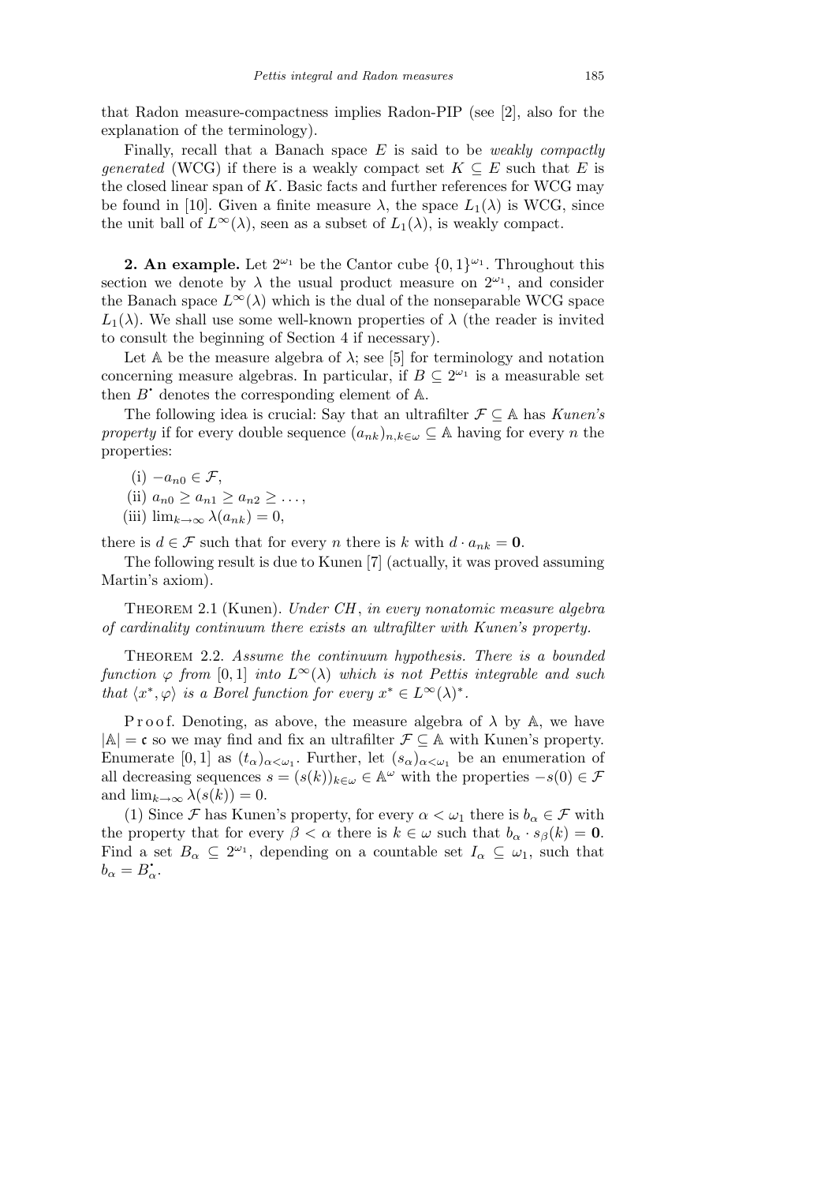that Radon measure-compactness implies Radon-PIP (see [2], also for the explanation of the terminology).

Finally, recall that a Banach space $E$ is said to be *weakly compactly generated* (WCG) if there is a weakly compact set $K \subseteq E$ such that $E$ is the closed linear span of $K$. Basic facts and further references for WCG may be found in [10]. Given a finite measure $\lambda$, the space $L_1(\lambda)$ is WCG, since the unit ball of $L^\infty(\lambda)$, seen as a subset of $L_1(\lambda)$, is weakly compact.

## 2. An example.

Let $2^{\omega_1}$ be the Cantor cube $\{0,1\}^{\omega_1}$. Throughout this section we denote by $\lambda$ the usual product measure on $2^{\omega_1}$, and consider the Banach space $L^\infty(\lambda)$ which is the dual of the nonseparable WCG space $L_1(\lambda)$. We shall use some well-known properties of $\lambda$ (the reader is invited to consult the beginning of Section 4 if necessary).

Let $\mathbb{A}$ be the measure algebra of $\lambda$; see [5] for terminology and notation concerning measure algebras. In particular, if $B \subseteq 2^{\omega_1}$ is a measurable set then $B^\bullet$ denotes the corresponding element of $\mathbb{A}$.

The following idea is crucial: Say that an ultrafilter $\mathcal{F} \subseteq \mathbb{A}$ has *Kunen's property* if for every double sequence $(a_{nk})_{n,k\in\omega} \subseteq \mathbb{A}$ having for every $n$ the properties:

(i) $-a_{n0} \in \mathcal{F}$,

(ii) $a_{n0} \geq a_{n1} \geq a_{n2} \geq \ldots$,

(iii) $\lim_{k\to\infty} \lambda(a_{nk}) = 0$,

there is $d \in \mathcal{F}$ such that for every $n$ there is $k$ with $d \cdot a_{nk} = \mathbf{0}$.

The following result is due to Kunen [7] (actually, it was proved assuming Martin's axiom).

Theorem 2.1 (Kunen). *Under CH, in every nonatomic measure algebra of cardinality continuum there exists an ultrafilter with Kunen's property.*

Theorem 2.2. *Assume the continuum hypothesis. There is a bounded function $\varphi$ from $[0,1]$ into $L^\infty(\lambda)$ which is not Pettis integrable and such that $\langle x^*, \varphi\rangle$ is a Borel function for every $x^* \in L^\infty(\lambda)^*$.*

Proof. Denoting, as above, the measure algebra of $\lambda$ by $\mathbb{A}$, we have $|\mathbb{A}| = \mathfrak{c}$ so we may find and fix an ultrafilter $\mathcal{F} \subseteq \mathbb{A}$ with Kunen's property. Enumerate $[0,1]$ as $(t_\alpha)_{\alpha<\omega_1}$. Further, let $(s_\alpha)_{\alpha<\omega_1}$ be an enumeration of all decreasing sequences $s = (s(k))_{k\in\omega} \in \mathbb{A}^\omega$ with the properties $-s(0) \in \mathcal{F}$ and $\lim_{k\to\infty} \lambda(s(k)) = 0$.

(1) Since $\mathcal{F}$ has Kunen's property, for every $\alpha < \omega_1$ there is $b_\alpha \in \mathcal{F}$ with the property that for every $\beta < \alpha$ there is $k \in \omega$ such that $b_\alpha \cdot s_\beta(k) = \mathbf{0}$. Find a set $B_\alpha \subseteq 2^{\omega_1}$, depending on a countable set $I_\alpha \subseteq \omega_1$, such that $b_\alpha = B_\alpha^\bullet$.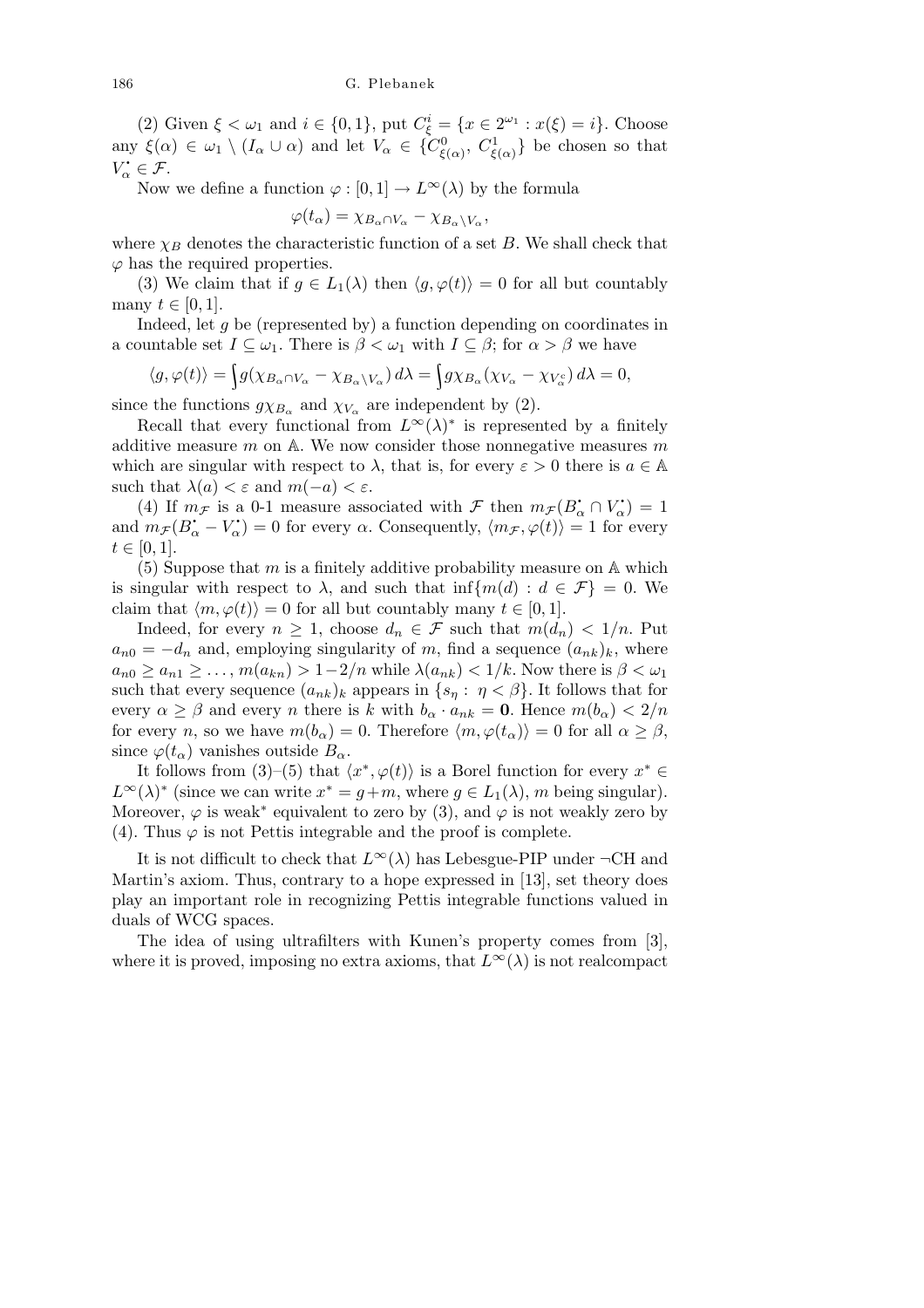(2) Given $\xi < \omega_1$ and $i \in \{0,1\}$, put $C^i_\xi = \{x \in 2^{\omega_1} : x(\xi) = i\}$. Choose any $\xi(\alpha) \in \omega_1 \setminus (I_\alpha \cup \alpha)$ and let $V_\alpha \in \{C^0_{\xi(\alpha)}, C^1_{\xi(\alpha)}\}$ be chosen so that $V^\bullet_\alpha \in \mathcal{F}$.

Now we define a function $\varphi : [0,1] \to L^\infty(\lambda)$ by the formula

$$\varphi(t_\alpha) = \chi_{B_\alpha \cap V_\alpha} - \chi_{B_\alpha \setminus V_\alpha},$$

where $\chi_B$ denotes the characteristic function of a set $B$. We shall check that $\varphi$ has the required properties.

(3) We claim that if $g \in L_1(\lambda)$ then $\langle g, \varphi(t)\rangle = 0$ for all but countably many $t \in [0,1]$.

Indeed, let $g$ be (represented by) a function depending on coordinates in a countable set $I \subseteq \omega_1$. There is $\beta < \omega_1$ with $I \subseteq \beta$; for $\alpha > \beta$ we have

$$\langle g, \varphi(t)\rangle = \int g(\chi_{B_\alpha \cap V_\alpha} - \chi_{B_\alpha \setminus V_\alpha})\, d\lambda = \int g\chi_{B_\alpha}(\chi_{V_\alpha} - \chi_{V_\alpha^c})\, d\lambda = 0,$$

since the functions $g\chi_{B_\alpha}$ and $\chi_{V_\alpha}$ are independent by (2).

Recall that every functional from $L^\infty(\lambda)^*$ is represented by a finitely additive measure $m$ on $\mathbb{A}$. We now consider those nonnegative measures $m$ which are singular with respect to $\lambda$, that is, for every $\varepsilon > 0$ there is $a \in \mathbb{A}$ such that $\lambda(a) < \varepsilon$ and $m(-a) < \varepsilon$.

(4) If $m_\mathcal{F}$ is a 0-1 measure associated with $\mathcal{F}$ then $m_\mathcal{F}(B^\bullet_\alpha \cap V^\bullet_\alpha) = 1$ and $m_\mathcal{F}(B^\bullet_\alpha - V^\bullet_\alpha) = 0$ for every $\alpha$. Consequently, $\langle m_\mathcal{F}, \varphi(t)\rangle = 1$ for every $t \in [0,1]$.

(5) Suppose that $m$ is a finitely additive probability measure on $\mathbb{A}$ which is singular with respect to $\lambda$, and such that $\inf\{m(d) : d \in \mathcal{F}\} = 0$. We claim that $\langle m, \varphi(t)\rangle = 0$ for all but countably many $t \in [0,1]$.

Indeed, for every $n \geq 1$, choose $d_n \in \mathcal{F}$ such that $m(d_n) < 1/n$. Put $a_{n0} = -d_n$ and, employing singularity of $m$, find a sequence $(a_{nk})_k$, where $a_{n0} \geq a_{n1} \geq \ldots$, $m(a_{kn}) > 1 - 2/n$ while $\lambda(a_{nk}) < 1/k$. Now there is $\beta < \omega_1$ such that every sequence $(a_{nk})_k$ appears in $\{s_\eta : \eta < \beta\}$. It follows that for every $\alpha \geq \beta$ and every $n$ there is $k$ with $b_\alpha \cdot a_{nk} = \mathbf{0}$. Hence $m(b_\alpha) < 2/n$ for every $n$, so we have $m(b_\alpha) = 0$. Therefore $\langle m, \varphi(t_\alpha)\rangle = 0$ for all $\alpha \geq \beta$, since $\varphi(t_\alpha)$ vanishes outside $B_\alpha$.

It follows from (3)–(5) that $\langle x^*, \varphi(t)\rangle$ is a Borel function for every $x^* \in L^\infty(\lambda)^*$ (since we can write $x^* = g + m$, where $g \in L_1(\lambda)$, $m$ being singular). Moreover, $\varphi$ is weak$^*$ equivalent to zero by (3), and $\varphi$ is not weakly zero by (4). Thus $\varphi$ is not Pettis integrable and the proof is complete.

It is not difficult to check that $L^\infty(\lambda)$ has Lebesgue-PIP under $\neg$CH and Martin's axiom. Thus, contrary to a hope expressed in [13], set theory does play an important role in recognizing Pettis integrable functions valued in duals of WCG spaces.

The idea of using ultrafilters with Kunen's property comes from [3], where it is proved, imposing no extra axioms, that $L^\infty(\lambda)$ is not realcompact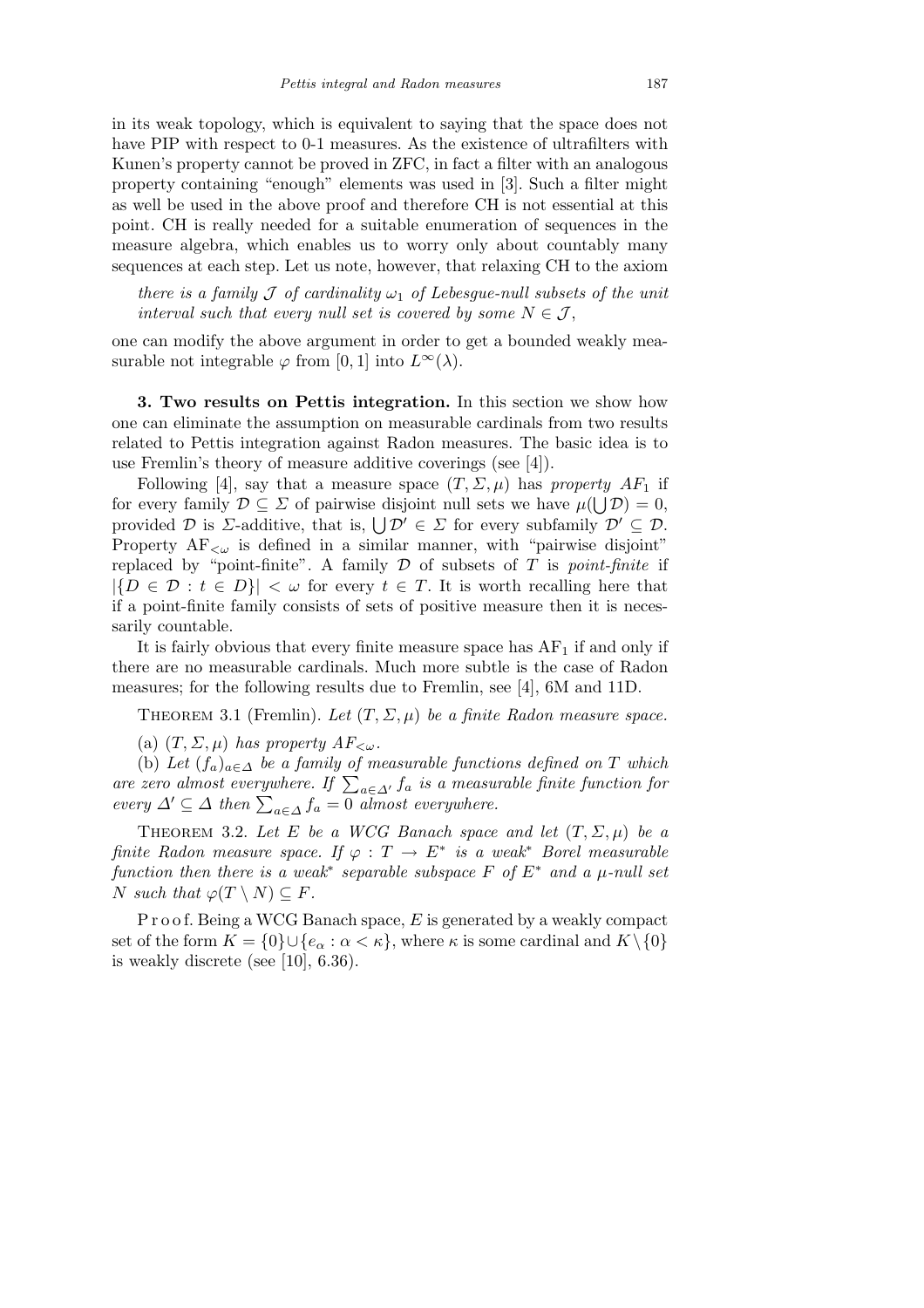in its weak topology, which is equivalent to saying that the space does not have PIP with respect to 0-1 measures. As the existence of ultrafilters with Kunen's property cannot be proved in ZFC, in fact a filter with an analogous property containing "enough" elements was used in [3]. Such a filter might as well be used in the above proof and therefore CH is not essential at this point. CH is really needed for a suitable enumeration of sequences in the measure algebra, which enables us to worry only about countably many sequences at each step. Let us note, however, that relaxing CH to the axiom

*there is a family $\mathcal{J}$ of cardinality $\omega_1$ of Lebesgue-null subsets of the unit interval such that every null set is covered by some $N \in \mathcal{J}$,*

one can modify the above argument in order to get a bounded weakly measurable not integrable $\varphi$ from $[0,1]$ into $L^\infty(\lambda)$.

**3. Two results on Pettis integration.** In this section we show how one can eliminate the assumption on measurable cardinals from two results related to Pettis integration against Radon measures. The basic idea is to use Fremlin's theory of measure additive coverings (see [4]).

Following [4], say that a measure space $(T, \Sigma, \mu)$ has *property $AF_1$* if for every family $\mathcal{D} \subseteq \Sigma$ of pairwise disjoint null sets we have $\mu(\bigcup \mathcal{D}) = 0$, provided $\mathcal{D}$ is $\Sigma$-additive, that is, $\bigcup \mathcal{D}' \in \Sigma$ for every subfamily $\mathcal{D}' \subseteq \mathcal{D}$. Property $\mathrm{AF}_{<\omega}$ is defined in a similar manner, with "pairwise disjoint" replaced by "point-finite". A family $\mathcal{D}$ of subsets of $T$ is *point-finite* if $|\{D \in \mathcal{D} : t \in D\}| < \omega$ for every $t \in T$. It is worth recalling here that if a point-finite family consists of sets of positive measure then it is necessarily countable.

It is fairly obvious that every finite measure space has $\mathrm{AF}_1$ if and only if there are no measurable cardinals. Much more subtle is the case of Radon measures; for the following results due to Fremlin, see [4], 6M and 11D.

Theorem 3.1 (Fremlin). *Let $(T, \Sigma, \mu)$ be a finite Radon measure space.*

(a) *$(T, \Sigma, \mu)$ has property $AF_{<\omega}$.*

(b) *Let $(f_a)_{a \in \Delta}$ be a family of measurable functions defined on $T$ which are zero almost everywhere. If $\sum_{a \in \Delta'} f_a$ is a measurable finite function for every $\Delta' \subseteq \Delta$ then $\sum_{a \in \Delta} f_a = 0$ almost everywhere.*

Theorem 3.2. *Let $E$ be a WCG Banach space and let $(T, \Sigma, \mu)$ be a finite Radon measure space. If $\varphi : T \to E^*$ is a weak$^*$ Borel measurable function then there is a weak$^*$ separable subspace $F$ of $E^*$ and a $\mu$-null set $N$ such that $\varphi(T \setminus N) \subseteq F$.*

Proof. Being a WCG Banach space, $E$ is generated by a weakly compact set of the form $K = \{0\} \cup \{e_\alpha : \alpha < \kappa\}$, where $\kappa$ is some cardinal and $K \setminus \{0\}$ is weakly discrete (see [10], 6.36).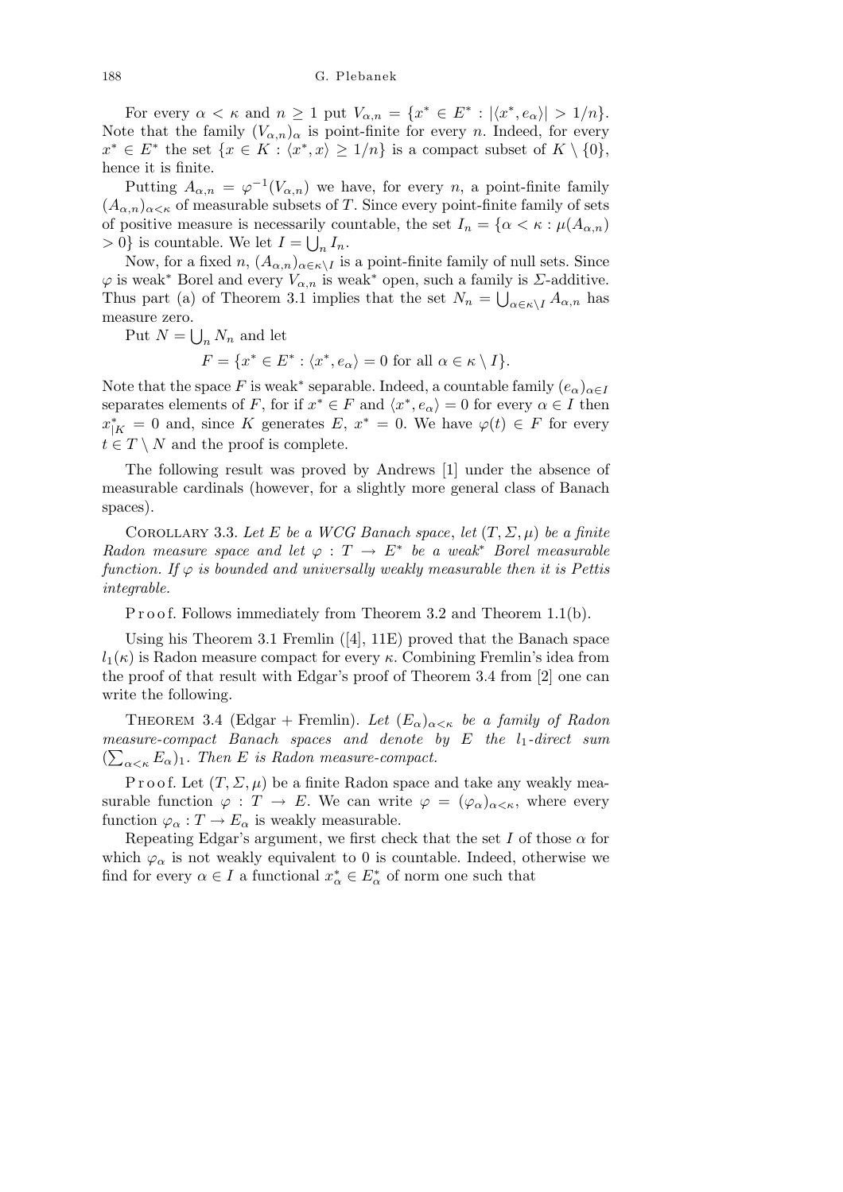For every $\alpha < \kappa$ and $n \geq 1$ put $V_{\alpha,n} = \{x^* \in E^* : |\langle x^*, e_\alpha\rangle| > 1/n\}$. Note that the family $(V_{\alpha,n})_\alpha$ is point-finite for every $n$. Indeed, for every $x^* \in E^*$ the set $\{x \in K : \langle x^*, x\rangle \geq 1/n\}$ is a compact subset of $K \setminus \{0\}$, hence it is finite.

Putting $A_{\alpha,n} = \varphi^{-1}(V_{\alpha,n})$ we have, for every $n$, a point-finite family $(A_{\alpha,n})_{\alpha<\kappa}$ of measurable subsets of $T$. Since every point-finite family of sets of positive measure is necessarily countable, the set $I_n = \{\alpha < \kappa : \mu(A_{\alpha,n}) > 0\}$ is countable. We let $I = \bigcup_n I_n$.

Now, for a fixed $n$, $(A_{\alpha,n})_{\alpha\in\kappa\setminus I}$ is a point-finite family of null sets. Since $\varphi$ is weak* Borel and every $V_{\alpha,n}$ is weak* open, such a family is $\Sigma$-additive. Thus part (a) of Theorem 3.1 implies that the set $N_n = \bigcup_{\alpha\in\kappa\setminus I} A_{\alpha,n}$ has measure zero.

Put $N = \bigcup_n N_n$ and let

$$F = \{x^* \in E^* : \langle x^*, e_\alpha\rangle = 0 \text{ for all } \alpha \in \kappa \setminus I\}.$$

Note that the space $F$ is weak* separable. Indeed, a countable family $(e_\alpha)_{\alpha\in I}$ separates elements of $F$, for if $x^* \in F$ and $\langle x^*, e_\alpha\rangle = 0$ for every $\alpha \in I$ then $x^*_{|K} = 0$ and, since $K$ generates $E$, $x^* = 0$. We have $\varphi(t) \in F$ for every $t \in T \setminus N$ and the proof is complete.

The following result was proved by Andrews [1] under the absence of measurable cardinals (however, for a slightly more general class of Banach spaces).

Corollary 3.3. *Let $E$ be a WCG Banach space, let $(T, \Sigma, \mu)$ be a finite Radon measure space and let $\varphi : T \to E^*$ be a weak* Borel measurable function. If $\varphi$ is bounded and universally weakly measurable then it is Pettis integrable.*

Proof. Follows immediately from Theorem 3.2 and Theorem 1.1(b).

Using his Theorem 3.1 Fremlin ([4], 11E) proved that the Banach space $l_1(\kappa)$ is Radon measure compact for every $\kappa$. Combining Fremlin's idea from the proof of that result with Edgar's proof of Theorem 3.4 from [2] one can write the following.

Theorem 3.4 (Edgar + Fremlin). *Let $(E_\alpha)_{\alpha<\kappa}$ be a family of Radon measure-compact Banach spaces and denote by $E$ the $l_1$-direct sum $(\sum_{\alpha<\kappa} E_\alpha)_1$. Then $E$ is Radon measure-compact.*

Proof. Let $(T, \Sigma, \mu)$ be a finite Radon space and take any weakly measurable function $\varphi : T \to E$. We can write $\varphi = (\varphi_\alpha)_{\alpha<\kappa}$, where every function $\varphi_\alpha : T \to E_\alpha$ is weakly measurable.

Repeating Edgar's argument, we first check that the set $I$ of those $\alpha$ for which $\varphi_\alpha$ is not weakly equivalent to 0 is countable. Indeed, otherwise we find for every $\alpha \in I$ a functional $x^*_\alpha \in E^*_\alpha$ of norm one such that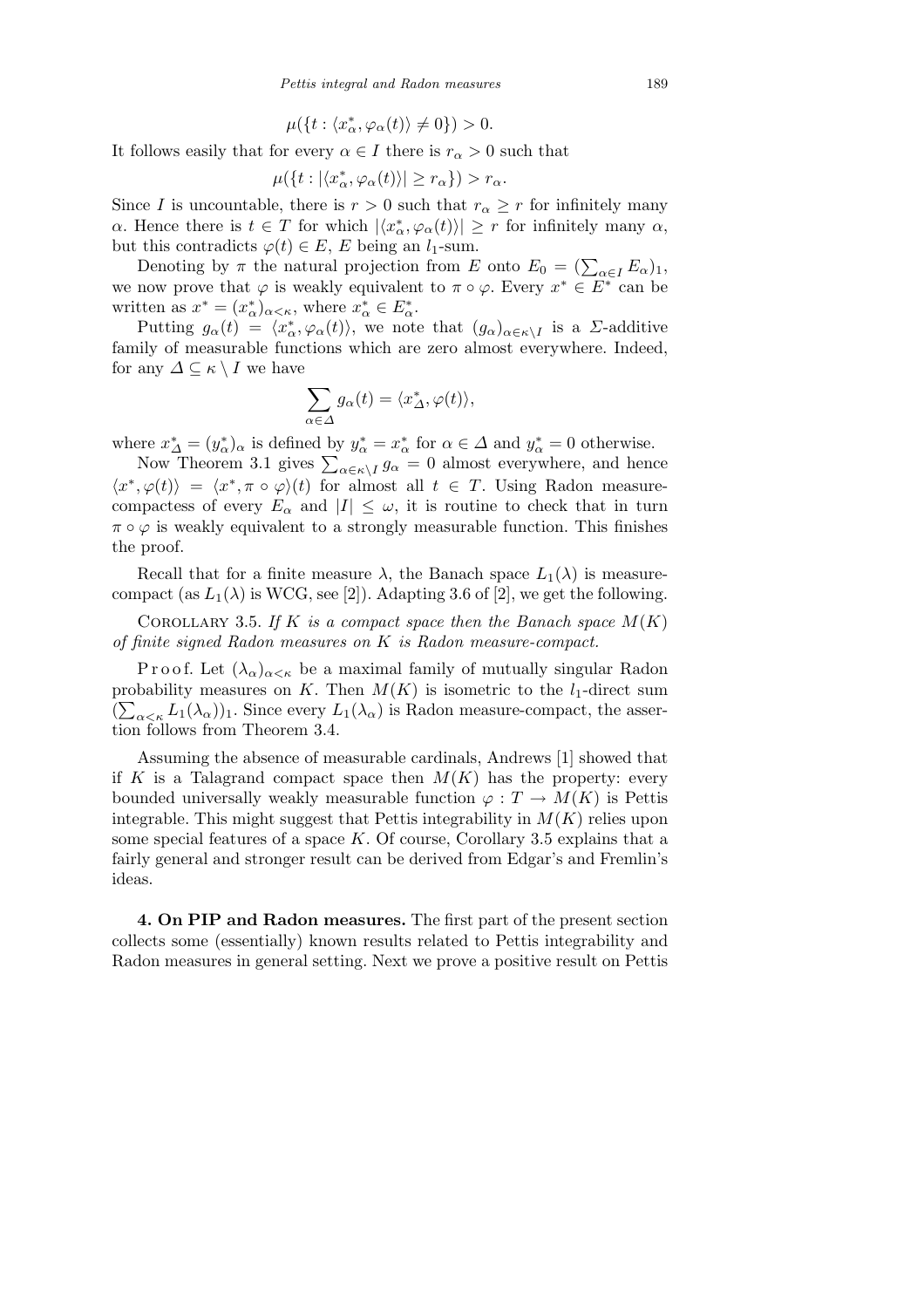$$\mu(\{t : \langle x_\alpha^*, \varphi_\alpha(t)\rangle \neq 0\}) > 0.$$

It follows easily that for every $\alpha \in I$ there is $r_\alpha > 0$ such that

$$\mu(\{t : |\langle x_\alpha^*, \varphi_\alpha(t)\rangle| \geq r_\alpha\}) > r_\alpha.$$

Since $I$ is uncountable, there is $r > 0$ such that $r_\alpha \geq r$ for infinitely many $\alpha$. Hence there is $t \in T$ for which $|\langle x_\alpha^*, \varphi_\alpha(t)\rangle| \geq r$ for infinitely many $\alpha$, but this contradicts $\varphi(t) \in E$, $E$ being an $l_1$-sum.

Denoting by $\pi$ the natural projection from $E$ onto $E_0 = (\sum_{\alpha \in I} E_\alpha)_1$, we now prove that $\varphi$ is weakly equivalent to $\pi \circ \varphi$. Every $x^* \in E^*$ can be written as $x^* = (x_\alpha^*)_{\alpha<\kappa}$, where $x_\alpha^* \in E_\alpha^*$.

Putting $g_\alpha(t) = \langle x_\alpha^*, \varphi_\alpha(t)\rangle$, we note that $(g_\alpha)_{\alpha \in \kappa \setminus I}$ is a $\Sigma$-additive family of measurable functions which are zero almost everywhere. Indeed, for any $\Delta \subseteq \kappa \setminus I$ we have

$$\sum_{\alpha \in \Delta} g_\alpha(t) = \langle x_\Delta^*, \varphi(t)\rangle,$$

where $x_\Delta^* = (y_\alpha^*)_\alpha$ is defined by $y_\alpha^* = x_\alpha^*$ for $\alpha \in \Delta$ and $y_\alpha^* = 0$ otherwise.

Now Theorem 3.1 gives $\sum_{\alpha \in \kappa \setminus I} g_\alpha = 0$ almost everywhere, and hence $\langle x^*, \varphi(t)\rangle = \langle x^*, \pi \circ \varphi\rangle(t)$ for almost all $t \in T$. Using Radon measure-compactess of every $E_\alpha$ and $|I| \leq \omega$, it is routine to check that in turn $\pi \circ \varphi$ is weakly equivalent to a strongly measurable function. This finishes the proof.

Recall that for a finite measure $\lambda$, the Banach space $L_1(\lambda)$ is measure-compact (as $L_1(\lambda)$ is WCG, see [2]). Adapting 3.6 of [2], we get the following.

Corollary 3.5. *If $K$ is a compact space then the Banach space $M(K)$ of finite signed Radon measures on $K$ is Radon measure-compact.*

Proof. Let $(\lambda_\alpha)_{\alpha<\kappa}$ be a maximal family of mutually singular Radon probability measures on $K$. Then $M(K)$ is isometric to the $l_1$-direct sum $(\sum_{\alpha<\kappa} L_1(\lambda_\alpha))_1$. Since every $L_1(\lambda_\alpha)$ is Radon measure-compact, the assertion follows from Theorem 3.4.

Assuming the absence of measurable cardinals, Andrews [1] showed that if $K$ is a Talagrand compact space then $M(K)$ has the property: every bounded universally weakly measurable function $\varphi : T \to M(K)$ is Pettis integrable. This might suggest that Pettis integrability in $M(K)$ relies upon some special features of a space $K$. Of course, Corollary 3.5 explains that a fairly general and stronger result can be derived from Edgar's and Fremlin's ideas.

**4. On PIP and Radon measures.** The first part of the present section collects some (essentially) known results related to Pettis integrability and Radon measures in general setting. Next we prove a positive result on Pettis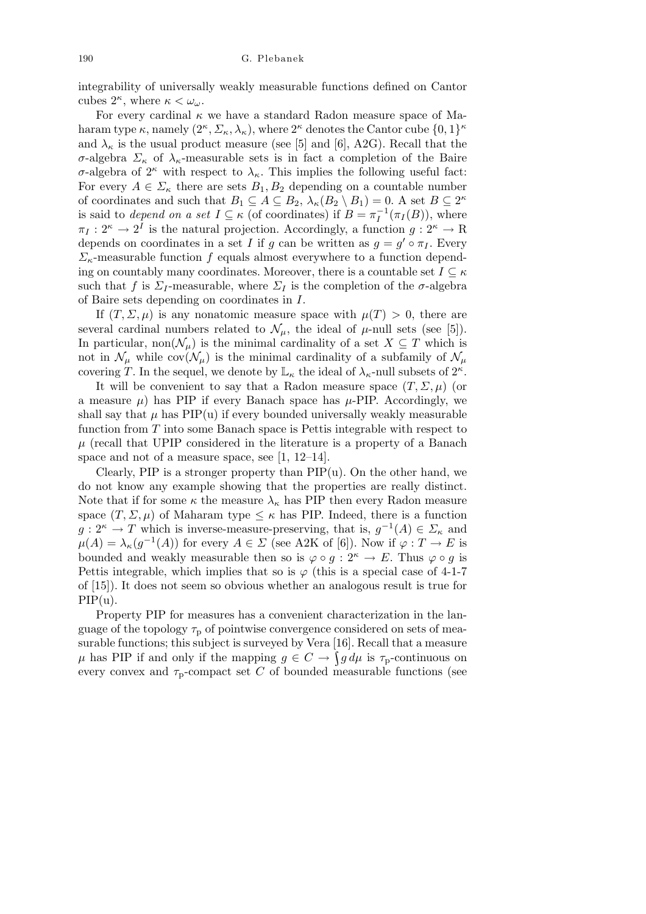integrability of universally weakly measurable functions defined on Cantor cubes $2^\kappa$, where $\kappa < \omega_\omega$.

For every cardinal $\kappa$ we have a standard Radon measure space of Maharam type $\kappa$, namely $(2^\kappa, \Sigma_\kappa, \lambda_\kappa)$, where $2^\kappa$ denotes the Cantor cube $\{0,1\}^\kappa$ and $\lambda_\kappa$ is the usual product measure (see [5] and [6], A2G). Recall that the $\sigma$-algebra $\Sigma_\kappa$ of $\lambda_\kappa$-measurable sets is in fact a completion of the Baire $\sigma$-algebra of $2^\kappa$ with respect to $\lambda_\kappa$. This implies the following useful fact: For every $A \in \Sigma_\kappa$ there are sets $B_1, B_2$ depending on a countable number of coordinates and such that $B_1 \subseteq A \subseteq B_2$, $\lambda_\kappa(B_2 \setminus B_1) = 0$. A set $B \subseteq 2^\kappa$ is said to *depend on a set* $I \subseteq \kappa$ (of coordinates) if $B = \pi_I^{-1}(\pi_I(B))$, where $\pi_I : 2^\kappa \to 2^I$ is the natural projection. Accordingly, a function $g : 2^\kappa \to \mathrm{R}$ depends on coordinates in a set $I$ if $g$ can be written as $g = g' \circ \pi_I$. Every $\Sigma_\kappa$-measurable function $f$ equals almost everywhere to a function depending on countably many coordinates. Moreover, there is a countable set $I \subseteq \kappa$ such that $f$ is $\Sigma_I$-measurable, where $\Sigma_I$ is the completion of the $\sigma$-algebra of Baire sets depending on coordinates in $I$.

If $(T, \Sigma, \mu)$ is any nonatomic measure space with $\mu(T) > 0$, there are several cardinal numbers related to $\mathcal{N}_\mu$, the ideal of $\mu$-null sets (see [5]). In particular, $\mathrm{non}(\mathcal{N}_\mu)$ is the minimal cardinality of a set $X \subseteq T$ which is not in $\mathcal{N}_\mu$ while $\mathrm{cov}(\mathcal{N}_\mu)$ is the minimal cardinality of a subfamily of $\mathcal{N}_\mu$ covering $T$. In the sequel, we denote by $\mathbb{L}_\kappa$ the ideal of $\lambda_\kappa$-null subsets of $2^\kappa$.

It will be convenient to say that a Radon measure space $(T, \Sigma, \mu)$ (or a measure $\mu$) has PIP if every Banach space has $\mu$-PIP. Accordingly, we shall say that $\mu$ has PIP(u) if every bounded universally weakly measurable function from $T$ into some Banach space is Pettis integrable with respect to $\mu$ (recall that UPIP considered in the literature is a property of a Banach space and not of a measure space, see [1, 12–14].

Clearly, PIP is a stronger property than PIP(u). On the other hand, we do not know any example showing that the properties are really distinct. Note that if for some $\kappa$ the measure $\lambda_\kappa$ has PIP then every Radon measure space $(T, \Sigma, \mu)$ of Maharam type $\le \kappa$ has PIP. Indeed, there is a function $g : 2^\kappa \to T$ which is inverse-measure-preserving, that is, $g^{-1}(A) \in \Sigma_\kappa$ and $\mu(A) = \lambda_\kappa(g^{-1}(A))$ for every $A \in \Sigma$ (see A2K of [6]). Now if $\varphi : T \to E$ is bounded and weakly measurable then so is $\varphi \circ g : 2^\kappa \to E$. Thus $\varphi \circ g$ is Pettis integrable, which implies that so is $\varphi$ (this is a special case of 4-1-7 of [15]). It does not seem so obvious whether an analogous result is true for PIP(u).

Property PIP for measures has a convenient characterization in the language of the topology $\tau_\mathrm{p}$ of pointwise convergence considered on sets of measurable functions; this subject is surveyed by Vera [16]. Recall that a measure $\mu$ has PIP if and only if the mapping $g \in C \to \int g\,d\mu$ is $\tau_\mathrm{p}$-continuous on every convex and $\tau_\mathrm{p}$-compact set $C$ of bounded measurable functions (see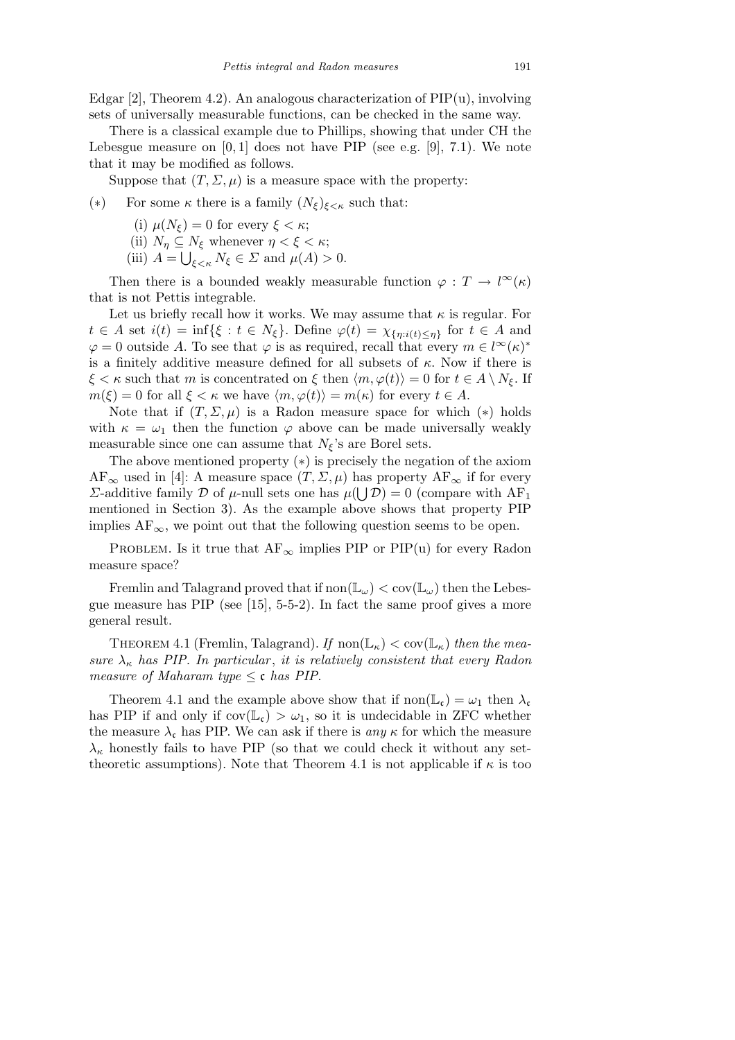Edgar [2], Theorem 4.2). An analogous characterization of PIP(u), involving sets of universally measurable functions, can be checked in the same way.

There is a classical example due to Phillips, showing that under CH the Lebesgue measure on $[0,1]$ does not have PIP (see e.g. [9], 7.1). We note that it may be modified as follows.

Suppose that $(T,\Sigma,\mu)$ is a measure space with the property:

($*$) For some $\kappa$ there is a family $(N_\xi)_{\xi<\kappa}$ such that:

(i) $\mu(N_\xi)=0$ for every $\xi<\kappa$;
(ii) $N_\eta \subseteq N_\xi$ whenever $\eta<\xi<\kappa$;
(iii) $A=\bigcup_{\xi<\kappa} N_\xi \in \Sigma$ and $\mu(A)>0$.

Then there is a bounded weakly measurable function $\varphi : T \to l^\infty(\kappa)$ that is not Pettis integrable.

Let us briefly recall how it works. We may assume that $\kappa$ is regular. For $t\in A$ set $i(t)=\inf\{\xi : t\in N_\xi\}$. Define $\varphi(t)=\chi_{\{\eta: i(t)\le \eta\}}$ for $t\in A$ and $\varphi=0$ outside $A$. To see that $\varphi$ is as required, recall that every $m\in l^\infty(\kappa)^*$ is a finitely additive measure defined for all subsets of $\kappa$. Now if there is $\xi<\kappa$ such that $m$ is concentrated on $\xi$ then $\langle m,\varphi(t)\rangle=0$ for $t\in A\setminus N_\xi$. If $m(\xi)=0$ for all $\xi<\kappa$ we have $\langle m,\varphi(t)\rangle = m(\kappa)$ for every $t\in A$.

Note that if $(T,\Sigma,\mu)$ is a Radon measure space for which ($*$) holds with $\kappa=\omega_1$ then the function $\varphi$ above can be made universally weakly measurable since one can assume that $N_\xi$'s are Borel sets.

The above mentioned property ($*$) is precisely the negation of the axiom $\mathrm{AF}_\infty$ used in [4]: A measure space $(T,\Sigma,\mu)$ has property $\mathrm{AF}_\infty$ if for every $\Sigma$-additive family $\mathcal{D}$ of $\mu$-null sets one has $\mu(\bigcup\mathcal{D})=0$ (compare with $\mathrm{AF}_1$ mentioned in Section 3). As the example above shows that property PIP implies $\mathrm{AF}_\infty$, we point out that the following question seems to be open.

Problem. Is it true that $\mathrm{AF}_\infty$ implies PIP or PIP(u) for every Radon measure space?

Fremlin and Talagrand proved that if $\mathrm{non}(\mathbb{L}_\omega)<\mathrm{cov}(\mathbb{L}_\omega)$ then the Lebesgue measure has PIP (see [15], 5-5-2). In fact the same proof gives a more general result.

Theorem 4.1 (Fremlin, Talagrand). *If $\mathrm{non}(\mathbb{L}_\kappa)<\mathrm{cov}(\mathbb{L}_\kappa)$ then the measure $\lambda_\kappa$ has PIP. In particular, it is relatively consistent that every Radon measure of Maharam type $\le\mathfrak{c}$ has PIP.*

Theorem 4.1 and the example above show that if $\mathrm{non}(\mathbb{L}_\mathfrak{c})=\omega_1$ then $\lambda_\mathfrak{c}$ has PIP if and only if $\mathrm{cov}(\mathbb{L}_\mathfrak{c})>\omega_1$, so it is undecidable in ZFC whether the measure $\lambda_\mathfrak{c}$ has PIP. We can ask if there is *any* $\kappa$ for which the measure $\lambda_\kappa$ honestly fails to have PIP (so that we could check it without any set-theoretic assumptions). Note that Theorem 4.1 is not applicable if $\kappa$ is too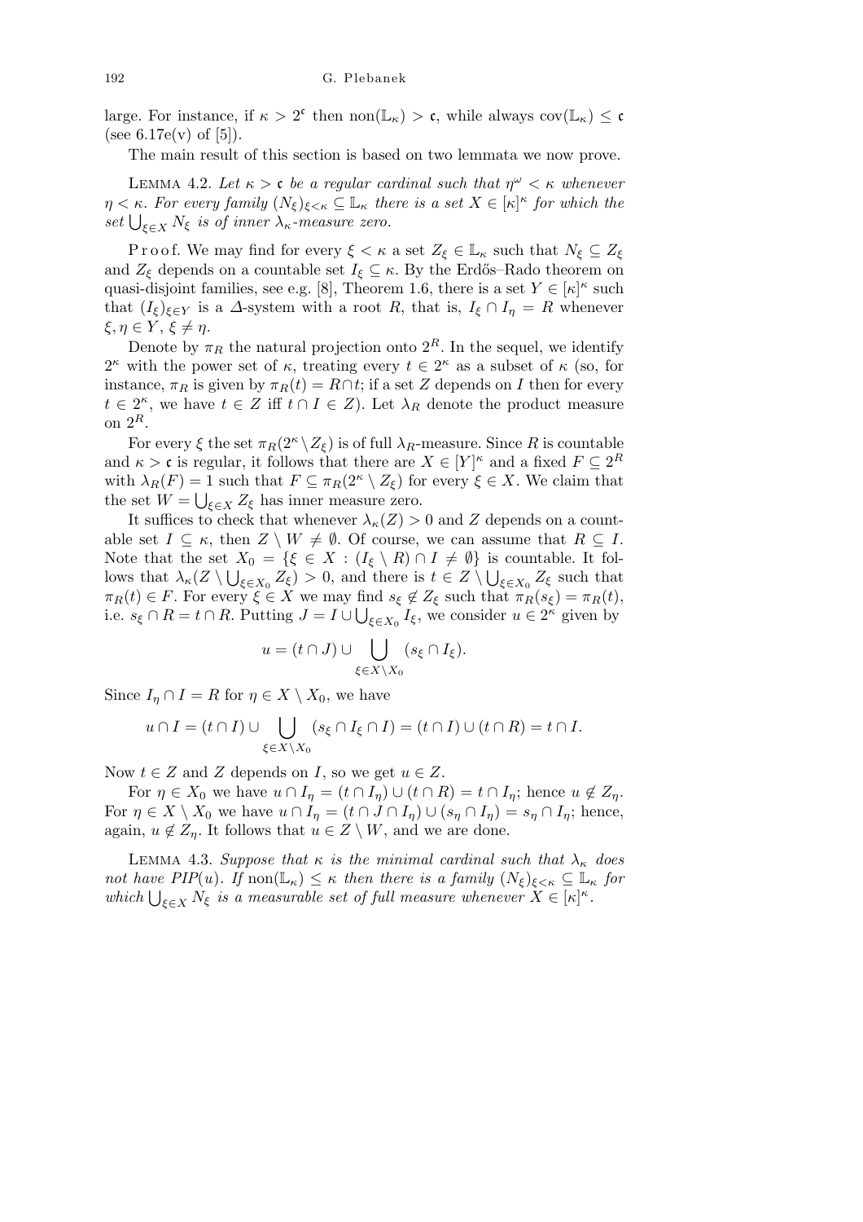large. For instance, if $\kappa > 2^{\mathfrak{c}}$ then $\mathrm{non}(\mathbb{L}_\kappa) > \mathfrak{c}$, while always $\mathrm{cov}(\mathbb{L}_\kappa) \le \mathfrak{c}$ (see 6.17e(v) of [5]).

The main result of this section is based on two lemmata we now prove.

Lemma 4.2. *Let $\kappa > \mathfrak{c}$ be a regular cardinal such that $\eta^\omega < \kappa$ whenever $\eta < \kappa$. For every family $(N_\xi)_{\xi<\kappa} \subseteq \mathbb{L}_\kappa$ there is a set $X \in [\kappa]^\kappa$ for which the set $\bigcup_{\xi \in X} N_\xi$ is of inner $\lambda_\kappa$-measure zero.*

Proof. We may find for every $\xi < \kappa$ a set $Z_\xi \in \mathbb{L}_\kappa$ such that $N_\xi \subseteq Z_\xi$ and $Z_\xi$ depends on a countable set $I_\xi \subseteq \kappa$. By the Erdős–Rado theorem on quasi-disjoint families, see e.g. [8], Theorem 1.6, there is a set $Y \in [\kappa]^\kappa$ such that $(I_\xi)_{\xi \in Y}$ is a $\Delta$-system with a root $R$, that is, $I_\xi \cap I_\eta = R$ whenever $\xi, \eta \in Y$, $\xi \neq \eta$.

Denote by $\pi_R$ the natural projection onto $2^R$. In the sequel, we identify $2^\kappa$ with the power set of $\kappa$, treating every $t \in 2^\kappa$ as a subset of $\kappa$ (so, for instance, $\pi_R$ is given by $\pi_R(t) = R \cap t$; if a set $Z$ depends on $I$ then for every $t \in 2^\kappa$, we have $t \in Z$ iff $t \cap I \in Z$). Let $\lambda_R$ denote the product measure on $2^R$.

For every $\xi$ the set $\pi_R(2^\kappa \setminus Z_\xi)$ is of full $\lambda_R$-measure. Since $R$ is countable and $\kappa > \mathfrak{c}$ is regular, it follows that there are $X \in [Y]^\kappa$ and a fixed $F \subseteq 2^R$ with $\lambda_R(F) = 1$ such that $F \subseteq \pi_R(2^\kappa \setminus Z_\xi)$ for every $\xi \in X$. We claim that the set $W = \bigcup_{\xi \in X} Z_\xi$ has inner measure zero.

It suffices to check that whenever $\lambda_\kappa(Z) > 0$ and $Z$ depends on a countable set $I \subseteq \kappa$, then $Z \setminus W \neq \emptyset$. Of course, we can assume that $R \subseteq I$. Note that the set $X_0 = \{\xi \in X : (I_\xi \setminus R) \cap I \neq \emptyset\}$ is countable. It follows that $\lambda_\kappa(Z \setminus \bigcup_{\xi \in X_0} Z_\xi) > 0$, and there is $t \in Z \setminus \bigcup_{\xi \in X_0} Z_\xi$ such that $\pi_R(t) \in F$. For every $\xi \in X$ we may find $s_\xi \notin Z_\xi$ such that $\pi_R(s_\xi) = \pi_R(t)$, i.e. $s_\xi \cap R = t \cap R$. Putting $J = I \cup \bigcup_{\xi \in X_0} I_\xi$, we consider $u \in 2^\kappa$ given by

$$u = (t \cap J) \cup \bigcup_{\xi \in X \setminus X_0} (s_\xi \cap I_\xi).$$

Since $I_\eta \cap I = R$ for $\eta \in X \setminus X_0$, we have

$$u \cap I = (t \cap I) \cup \bigcup_{\xi \in X \setminus X_0} (s_\xi \cap I_\xi \cap I) = (t \cap I) \cup (t \cap R) = t \cap I.$$

Now $t \in Z$ and $Z$ depends on $I$, so we get $u \in Z$.

For $\eta \in X_0$ we have $u \cap I_\eta = (t \cap I_\eta) \cup (t \cap R) = t \cap I_\eta$; hence $u \notin Z_\eta$. For $\eta \in X \setminus X_0$ we have $u \cap I_\eta = (t \cap J \cap I_\eta) \cup (s_\eta \cap I_\eta) = s_\eta \cap I_\eta$; hence, again, $u \notin Z_\eta$. It follows that $u \in Z \setminus W$, and we are done.

Lemma 4.3. *Suppose that $\kappa$ is the minimal cardinal such that $\lambda_\kappa$ does not have PIP(u). If $\mathrm{non}(\mathbb{L}_\kappa) \le \kappa$ then there is a family $(N_\xi)_{\xi<\kappa} \subseteq \mathbb{L}_\kappa$ for which $\bigcup_{\xi \in X} N_\xi$ is a measurable set of full measure whenever $X \in [\kappa]^\kappa$.*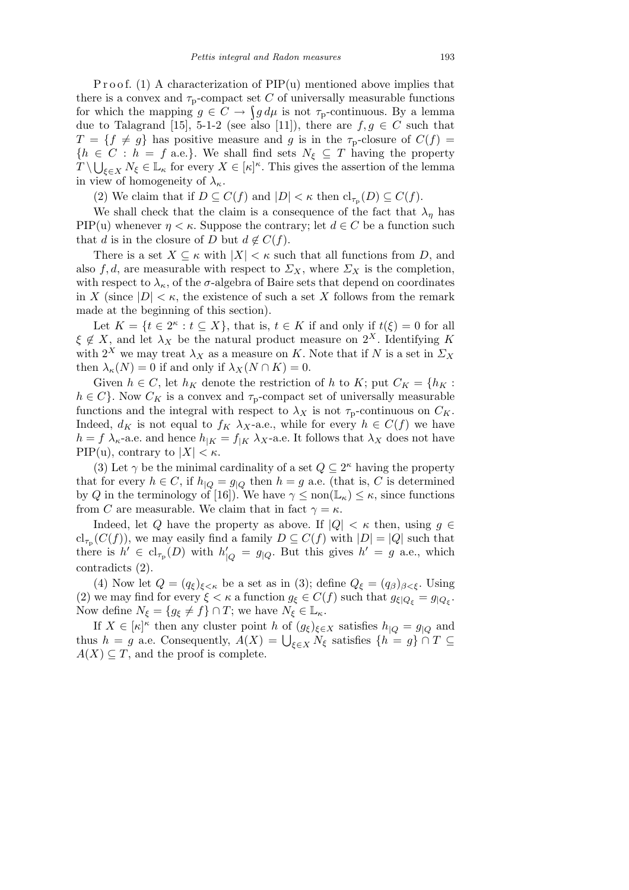P r o o f. (1) A characterization of PIP(u) mentioned above implies that there is a convex and $\tau_{\mathrm{p}}$-compact set $C$ of universally measurable functions for which the mapping $g \in C \to \int g\, d\mu$ is not $\tau_{\mathrm{p}}$-continuous. By a lemma due to Talagrand [15], 5-1-2 (see also [11]), there are $f, g \in C$ such that $T = \{f \neq g\}$ has positive measure and $g$ is in the $\tau_{\mathrm{p}}$-closure of $C(f) = \{h \in C : h = f \text{ a.e.}\}$. We shall find sets $N_\xi \subseteq T$ having the property $T \setminus \bigcup_{\xi \in X} N_\xi \in \mathbb{L}_\kappa$ for every $X \in [\kappa]^\kappa$. This gives the assertion of the lemma in view of homogeneity of $\lambda_\kappa$.

(2) We claim that if $D \subseteq C(f)$ and $|D| < \kappa$ then $\mathrm{cl}_{\tau_{\mathrm{p}}}(D) \subseteq C(f)$.

We shall check that the claim is a consequence of the fact that $\lambda_\eta$ has PIP(u) whenever $\eta < \kappa$. Suppose the contrary; let $d \in C$ be a function such that $d$ is in the closure of $D$ but $d \notin C(f)$.

There is a set $X \subseteq \kappa$ with $|X| < \kappa$ such that all functions from $D$, and also $f, d$, are measurable with respect to $\Sigma_X$, where $\Sigma_X$ is the completion, with respect to $\lambda_\kappa$, of the $\sigma$-algebra of Baire sets that depend on coordinates in $X$ (since $|D| < \kappa$, the existence of such a set $X$ follows from the remark made at the beginning of this section).

Let $K = \{t \in 2^\kappa : t \subseteq X\}$, that is, $t \in K$ if and only if $t(\xi) = 0$ for all $\xi \notin X$, and let $\lambda_X$ be the natural product measure on $2^X$. Identifying $K$ with $2^X$ we may treat $\lambda_X$ as a measure on $K$. Note that if $N$ is a set in $\Sigma_X$ then $\lambda_\kappa(N) = 0$ if and only if $\lambda_X(N \cap K) = 0$.

Given $h \in C$, let $h_K$ denote the restriction of $h$ to $K$; put $C_K = \{h_K : h \in C\}$. Now $C_K$ is a convex and $\tau_{\mathrm{p}}$-compact set of universally measurable functions and the integral with respect to $\lambda_X$ is not $\tau_{\mathrm{p}}$-continuous on $C_K$. Indeed, $d_K$ is not equal to $f_K$ $\lambda_X$-a.e., while for every $h \in C(f)$ we have $h = f$ $\lambda_\kappa$-a.e. and hence $h_{|K} = f_{|K}$ $\lambda_X$-a.e. It follows that $\lambda_X$ does not have PIP(u), contrary to $|X| < \kappa$.

(3) Let $\gamma$ be the minimal cardinality of a set $Q \subseteq 2^\kappa$ having the property that for every $h \in C$, if $h_{|Q} = g_{|Q}$ then $h = g$ a.e. (that is, $C$ is determined by $Q$ in the terminology of [16]). We have $\gamma \leq \mathrm{non}(\mathbb{L}_\kappa) \leq \kappa$, since functions from $C$ are measurable. We claim that in fact $\gamma = \kappa$.

Indeed, let $Q$ have the property as above. If $|Q| < \kappa$ then, using $g \in \mathrm{cl}_{\tau_{\mathrm{p}}}(C(f))$, we may easily find a family $D \subseteq C(f)$ with $|D| = |Q|$ such that there is $h' \in \mathrm{cl}_{\tau_{\mathrm{p}}}(D)$ with $h'_{|Q} = g_{|Q}$. But this gives $h' = g$ a.e., which contradicts (2).

(4) Now let $Q = (q_\xi)_{\xi < \kappa}$ be a set as in (3); define $Q_\xi = (q_\beta)_{\beta < \xi}$. Using (2) we may find for every $\xi < \kappa$ a function $g_\xi \in C(f)$ such that $g_{\xi|Q_\xi} = g_{|Q_\xi}$. Now define $N_\xi = \{g_\xi \neq f\} \cap T$; we have $N_\xi \in \mathbb{L}_\kappa$.

If $X \in [\kappa]^\kappa$ then any cluster point $h$ of $(g_\xi)_{\xi \in X}$ satisfies $h_{|Q} = g_{|Q}$ and thus $h = g$ a.e. Consequently, $A(X) = \bigcup_{\xi \in X} N_\xi$ satisfies $\{h = g\} \cap T \subseteq A(X) \subseteq T$, and the proof is complete.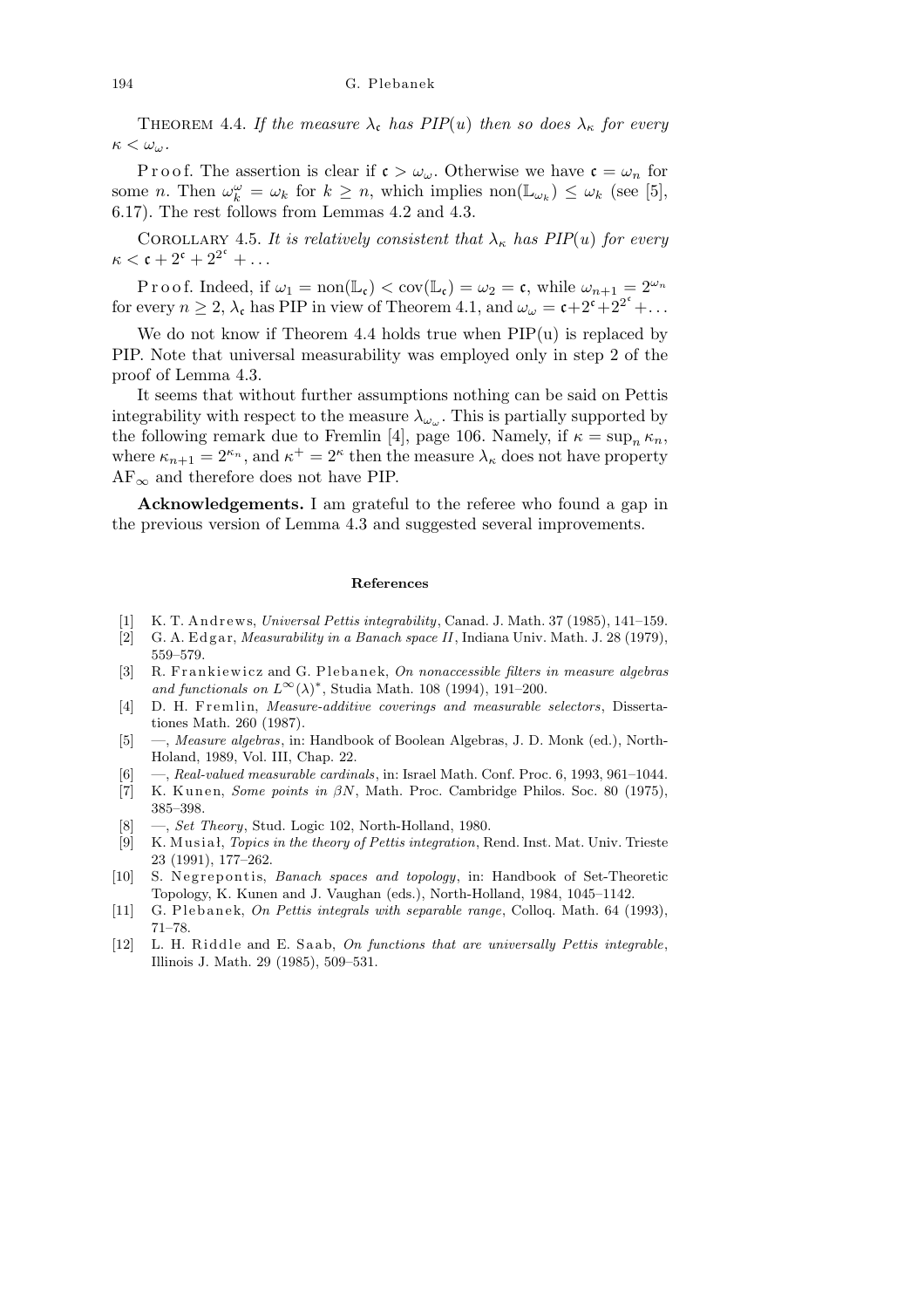Theorem 4.4. *If the measure $\lambda_{\mathfrak{c}}$ has PIP(u) then so does $\lambda_\kappa$ for every $\kappa < \omega_\omega$.*

Proof. The assertion is clear if $\mathfrak{c} > \omega_\omega$. Otherwise we have $\mathfrak{c} = \omega_n$ for some $n$. Then $\omega_k^\omega = \omega_k$ for $k \geq n$, which implies $\mathrm{non}(\mathbb{L}_{\omega_k}) \leq \omega_k$ (see [5], 6.17). The rest follows from Lemmas 4.2 and 4.3.

Corollary 4.5. *It is relatively consistent that $\lambda_\kappa$ has PIP(u) for every $\kappa < \mathfrak{c} + 2^{\mathfrak{c}} + 2^{2^{\mathfrak{c}}} + \ldots$*

Proof. Indeed, if $\omega_1 = \mathrm{non}(\mathbb{L}_{\mathfrak{c}}) < \mathrm{cov}(\mathbb{L}_{\mathfrak{c}}) = \omega_2 = \mathfrak{c}$, while $\omega_{n+1} = 2^{\omega_n}$ for every $n \geq 2$, $\lambda_{\mathfrak{c}}$ has PIP in view of Theorem 4.1, and $\omega_\omega = \mathfrak{c} + 2^{\mathfrak{c}} + 2^{2^{\mathfrak{c}}} + \ldots$

We do not know if Theorem 4.4 holds true when PIP(u) is replaced by PIP. Note that universal measurability was employed only in step 2 of the proof of Lemma 4.3.

It seems that without further assumptions nothing can be said on Pettis integrability with respect to the measure $\lambda_{\omega_\omega}$. This is partially supported by the following remark due to Fremlin [4], page 106. Namely, if $\kappa = \sup_n \kappa_n$, where $\kappa_{n+1} = 2^{\kappa_n}$, and $\kappa^+ = 2^\kappa$ then the measure $\lambda_\kappa$ does not have property $\mathrm{AF}_\infty$ and therefore does not have PIP.

**Acknowledgements.** I am grateful to the referee who found a gap in the previous version of Lemma 4.3 and suggested several improvements.

## References

[1] K. T. Andrews, *Universal Pettis integrability*, Canad. J. Math. 37 (1985), 141–159.

[2] G. A. Edgar, *Measurability in a Banach space II*, Indiana Univ. Math. J. 28 (1979), 559–579.

[3] R. Frankiewicz and G. Plebanek, *On nonaccessible filters in measure algebras and functionals on $L^\infty(\lambda)^*$*, Studia Math. 108 (1994), 191–200.

[4] D. H. Fremlin, *Measure-additive coverings and measurable selectors*, Dissertationes Math. 260 (1987).

[5] —, *Measure algebras*, in: Handbook of Boolean Algebras, J. D. Monk (ed.), North-Holland, 1989, Vol. III, Chap. 22.

[6] —, *Real-valued measurable cardinals*, in: Israel Math. Conf. Proc. 6, 1993, 961–1044.

[7] K. Kunen, *Some points in βN*, Math. Proc. Cambridge Philos. Soc. 80 (1975), 385–398.

[8] —, *Set Theory*, Stud. Logic 102, North-Holland, 1980.

[9] K. Musiał, *Topics in the theory of Pettis integration*, Rend. Inst. Mat. Univ. Trieste 23 (1991), 177–262.

[10] S. Negrepontis, *Banach spaces and topology*, in: Handbook of Set-Theoretic Topology, K. Kunen and J. Vaughan (eds.), North-Holland, 1984, 1045–1142.

[11] G. Plebanek, *On Pettis integrals with separable range*, Colloq. Math. 64 (1993), 71–78.

[12] L. H. Riddle and E. Saab, *On functions that are universally Pettis integrable*, Illinois J. Math. 29 (1985), 509–531.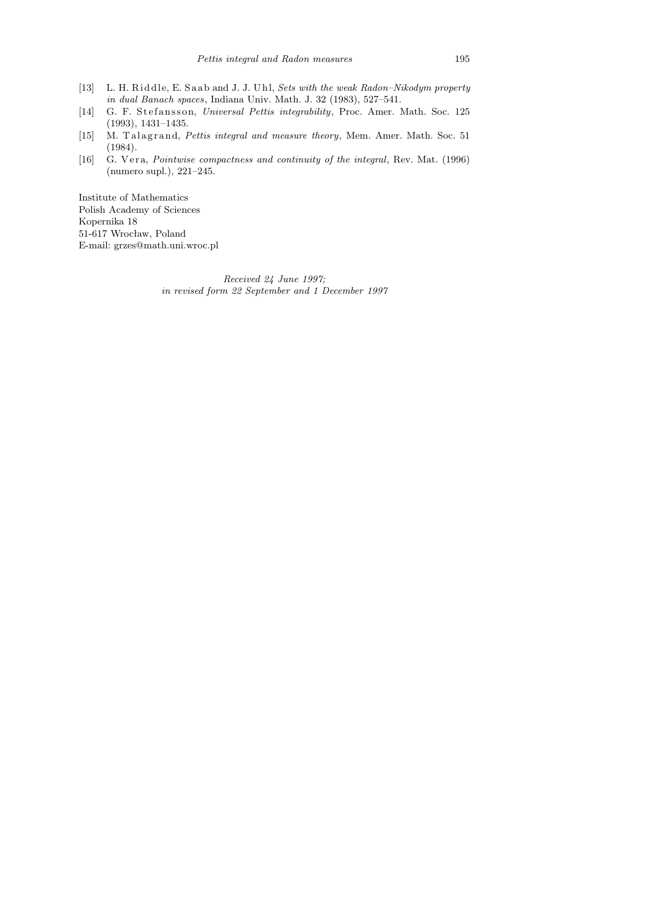[13] L. H. Riddle, E. Saab and J. J. Uhl, *Sets with the weak Radon–Nikodym property in dual Banach spaces*, Indiana Univ. Math. J. 32 (1983), 527–541.

[14] G. F. Stefansson, *Universal Pettis integrability*, Proc. Amer. Math. Soc. 125 (1993), 1431–1435.

[15] M. Talagrand, *Pettis integral and measure theory*, Mem. Amer. Math. Soc. 51 (1984).

[16] G. Vera, *Pointwise compactness and continuity of the integral*, Rev. Mat. (1996) (numero supl.), 221–245.

Institute of Mathematics
Polish Academy of Sciences
Kopernika 18
51-617 Wrocław, Poland
E-mail: grzes@math.uni.wroc.pl

*Received 24 June 1997;*
*in revised form 22 September and 1 December 1997*